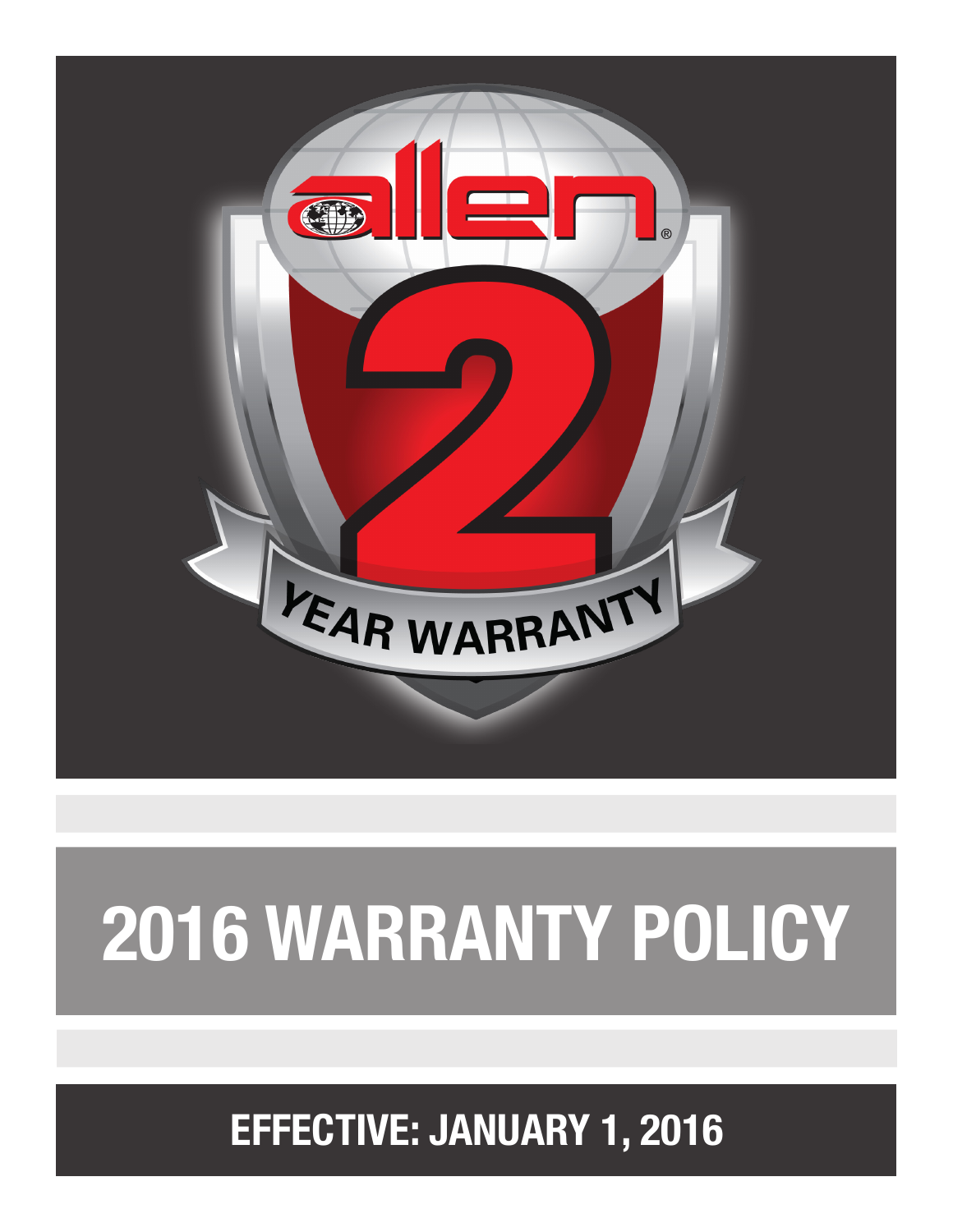allen®

# 2 YEAR WARRANTY

# 2016 WARRANTY POLICY

## EFFECTIVE: JANUARY 1, 2016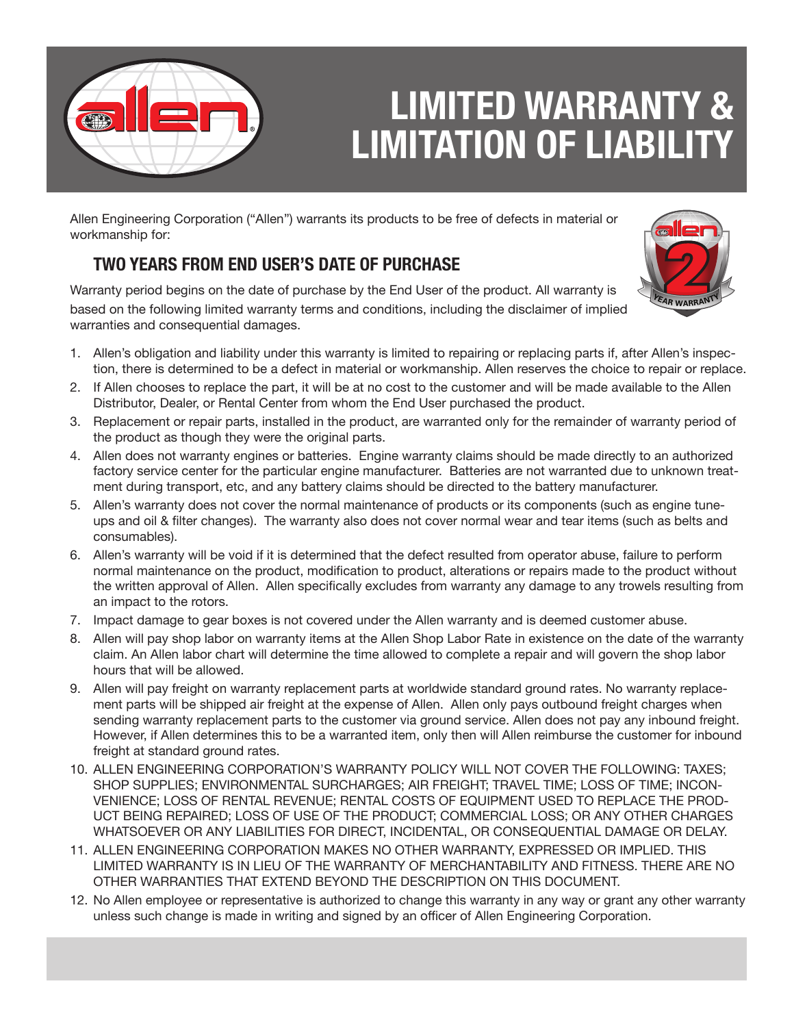# LIMITED WARRANTY & LIMITATION OF LIABILITY

Allen Engineering Corporation ("Allen") warrants its products to be free of defects in material or workmanship for:

## TWO YEARS FROM END USER'S DATE OF PURCHASE

Warranty period begins on the date of purchase by the End User of the product. All warranty is based on the following limited warranty terms and conditions, including the disclaimer of implied warranties and consequential damages.

1. Allen's obligation and liability under this warranty is limited to repairing or replacing parts if, after Allen's inspection, there is determined to be a defect in material or workmanship. Allen reserves the choice to repair or replace.
2. If Allen chooses to replace the part, it will be at no cost to the customer and will be made available to the Allen Distributor, Dealer, or Rental Center from whom the End User purchased the product.
3. Replacement or repair parts, installed in the product, are warranted only for the remainder of warranty period of the product as though they were the original parts.
4. Allen does not warranty engines or batteries. Engine warranty claims should be made directly to an authorized factory service center for the particular engine manufacturer. Batteries are not warranted due to unknown treatment during transport, etc, and any battery claims should be directed to the battery manufacturer.
5. Allen's warranty does not cover the normal maintenance of products or its components (such as engine tune-ups and oil & filter changes). The warranty also does not cover normal wear and tear items (such as belts and consumables).
6. Allen's warranty will be void if it is determined that the defect resulted from operator abuse, failure to perform normal maintenance on the product, modification to product, alterations or repairs made to the product without the written approval of Allen. Allen specifically excludes from warranty any damage to any trowels resulting from an impact to the rotors.
7. Impact damage to gear boxes is not covered under the Allen warranty and is deemed customer abuse.
8. Allen will pay shop labor on warranty items at the Allen Shop Labor Rate in existence on the date of the warranty claim. An Allen labor chart will determine the time allowed to complete a repair and will govern the shop labor hours that will be allowed.
9. Allen will pay freight on warranty replacement parts at worldwide standard ground rates. No warranty replacement parts will be shipped air freight at the expense of Allen. Allen only pays outbound freight charges when sending warranty replacement parts to the customer via ground service. Allen does not pay any inbound freight. However, if Allen determines this to be a warranted item, only then will Allen reimburse the customer for inbound freight at standard ground rates.
10. ALLEN ENGINEERING CORPORATION'S WARRANTY POLICY WILL NOT COVER THE FOLLOWING: TAXES; SHOP SUPPLIES; ENVIRONMENTAL SURCHARGES; AIR FREIGHT; TRAVEL TIME; LOSS OF TIME; INCONVENIENCE; LOSS OF RENTAL REVENUE; RENTAL COSTS OF EQUIPMENT USED TO REPLACE THE PRODUCT BEING REPAIRED; LOSS OF USE OF THE PRODUCT; COMMERCIAL LOSS; OR ANY OTHER CHARGES WHATSOEVER OR ANY LIABILITIES FOR DIRECT, INCIDENTAL, OR CONSEQUENTIAL DAMAGE OR DELAY.
11. ALLEN ENGINEERING CORPORATION MAKES NO OTHER WARRANTY, EXPRESSED OR IMPLIED. THIS LIMITED WARRANTY IS IN LIEU OF THE WARRANTY OF MERCHANTABILITY AND FITNESS. THERE ARE NO OTHER WARRANTIES THAT EXTEND BEYOND THE DESCRIPTION ON THIS DOCUMENT.
12. No Allen employee or representative is authorized to change this warranty in any way or grant any other warranty unless such change is made in writing and signed by an officer of Allen Engineering Corporation.